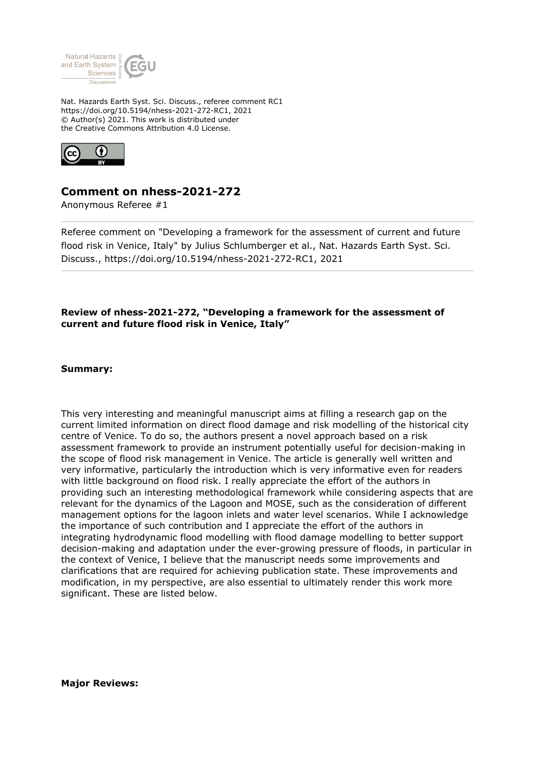Nat. Hazards Earth Syst. Sci. Discuss., referee comment RC1
https://doi.org/10.5194/nhess-2021-272-RC1, 2021
© Author(s) 2021. This work is distributed under
the Creative Commons Attribution 4.0 License.

# Comment on nhess-2021-272

Anonymous Referee #1

Referee comment on "Developing a framework for the assessment of current and future flood risk in Venice, Italy" by Julius Schlumberger et al., Nat. Hazards Earth Syst. Sci. Discuss., https://doi.org/10.5194/nhess-2021-272-RC1, 2021

**Review of nhess-2021-272, "Developing a framework for the assessment of current and future flood risk in Venice, Italy"**

**Summary:**

This very interesting and meaningful manuscript aims at filling a research gap on the current limited information on direct flood damage and risk modelling of the historical city centre of Venice. To do so, the authors present a novel approach based on a risk assessment framework to provide an instrument potentially useful for decision-making in the scope of flood risk management in Venice. The article is generally well written and very informative, particularly the introduction which is very informative even for readers with little background on flood risk. I really appreciate the effort of the authors in providing such an interesting methodological framework while considering aspects that are relevant for the dynamics of the Lagoon and MOSE, such as the consideration of different management options for the lagoon inlets and water level scenarios. While I acknowledge the importance of such contribution and I appreciate the effort of the authors in integrating hydrodynamic flood modelling with flood damage modelling to better support decision-making and adaptation under the ever-growing pressure of floods, in particular in the context of Venice, I believe that the manuscript needs some improvements and clarifications that are required for achieving publication state. These improvements and modification, in my perspective, are also essential to ultimately render this work more significant. These are listed below.

**Major Reviews:**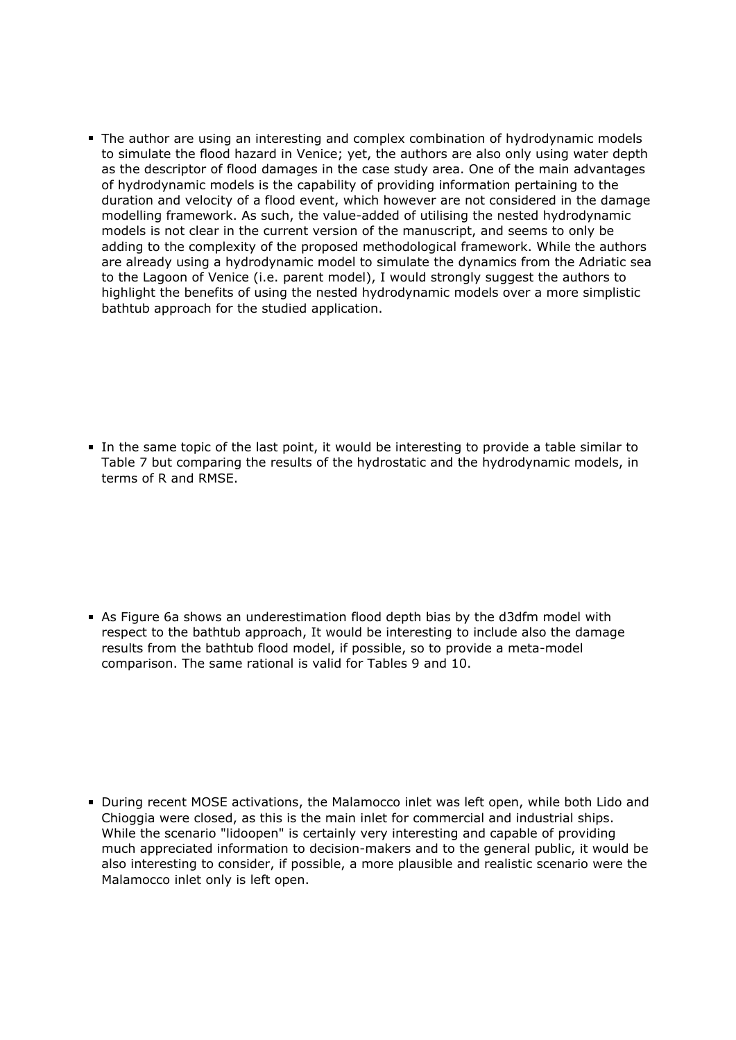- The author are using an interesting and complex combination of hydrodynamic models to simulate the flood hazard in Venice; yet, the authors are also only using water depth as the descriptor of flood damages in the case study area. One of the main advantages of hydrodynamic models is the capability of providing information pertaining to the duration and velocity of a flood event, which however are not considered in the damage modelling framework. As such, the value-added of utilising the nested hydrodynamic models is not clear in the current version of the manuscript, and seems to only be adding to the complexity of the proposed methodological framework. While the authors are already using a hydrodynamic model to simulate the dynamics from the Adriatic sea to the Lagoon of Venice (i.e. parent model), I would strongly suggest the authors to highlight the benefits of using the nested hydrodynamic models over a more simplistic bathtub approach for the studied application.

- In the same topic of the last point, it would be interesting to provide a table similar to Table 7 but comparing the results of the hydrostatic and the hydrodynamic models, in terms of R and RMSE.

- As Figure 6a shows an underestimation flood depth bias by the d3dfm model with respect to the bathtub approach, It would be interesting to include also the damage results from the bathtub flood model, if possible, so to provide a meta-model comparison. The same rational is valid for Tables 9 and 10.

- During recent MOSE activations, the Malamocco inlet was left open, while both Lido and Chioggia were closed, as this is the main inlet for commercial and industrial ships. While the scenario "lidoopen" is certainly very interesting and capable of providing much appreciated information to decision-makers and to the general public, it would be also interesting to consider, if possible, a more plausible and realistic scenario were the Malamocco inlet only is left open.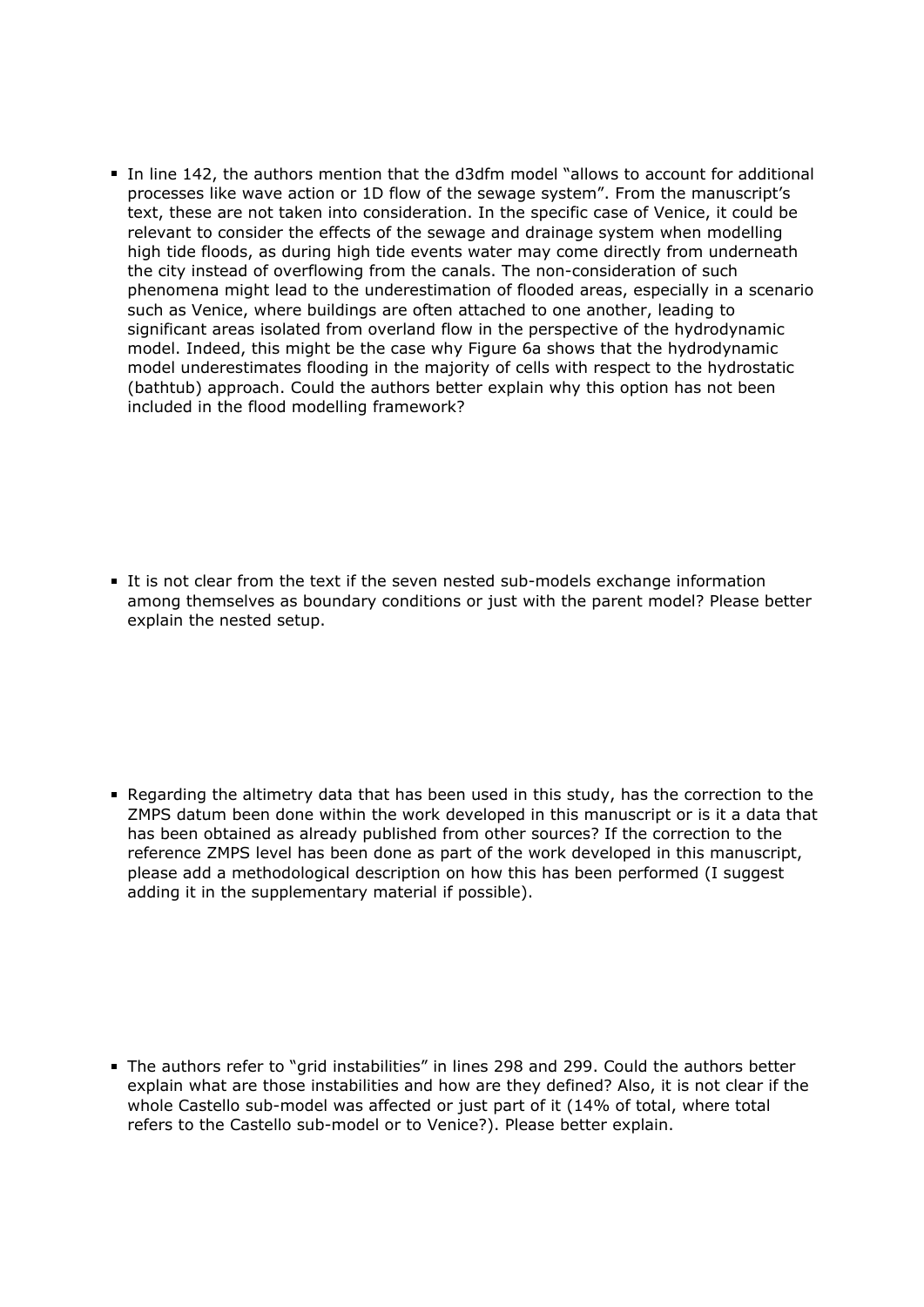- In line 142, the authors mention that the d3dfm model "allows to account for additional processes like wave action or 1D flow of the sewage system". From the manuscript's text, these are not taken into consideration. In the specific case of Venice, it could be relevant to consider the effects of the sewage and drainage system when modelling high tide floods, as during high tide events water may come directly from underneath the city instead of overflowing from the canals. The non-consideration of such phenomena might lead to the underestimation of flooded areas, especially in a scenario such as Venice, where buildings are often attached to one another, leading to significant areas isolated from overland flow in the perspective of the hydrodynamic model. Indeed, this might be the case why Figure 6a shows that the hydrodynamic model underestimates flooding in the majority of cells with respect to the hydrostatic (bathtub) approach. Could the authors better explain why this option has not been included in the flood modelling framework?

- It is not clear from the text if the seven nested sub-models exchange information among themselves as boundary conditions or just with the parent model? Please better explain the nested setup.

- Regarding the altimetry data that has been used in this study, has the correction to the ZMPS datum been done within the work developed in this manuscript or is it a data that has been obtained as already published from other sources? If the correction to the reference ZMPS level has been done as part of the work developed in this manuscript, please add a methodological description on how this has been performed (I suggest adding it in the supplementary material if possible).

- The authors refer to "grid instabilities" in lines 298 and 299. Could the authors better explain what are those instabilities and how are they defined? Also, it is not clear if the whole Castello sub-model was affected or just part of it (14% of total, where total refers to the Castello sub-model or to Venice?). Please better explain.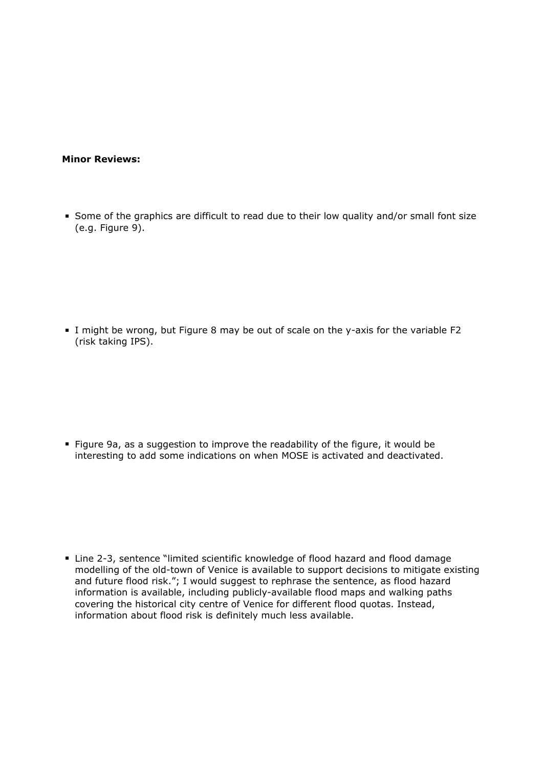**Minor Reviews:**

- Some of the graphics are difficult to read due to their low quality and/or small font size (e.g. Figure 9).

- I might be wrong, but Figure 8 may be out of scale on the y-axis for the variable F2 (risk taking IPS).

- Figure 9a, as a suggestion to improve the readability of the figure, it would be interesting to add some indications on when MOSE is activated and deactivated.

- Line 2-3, sentence "limited scientific knowledge of flood hazard and flood damage modelling of the old-town of Venice is available to support decisions to mitigate existing and future flood risk."; I would suggest to rephrase the sentence, as flood hazard information is available, including publicly-available flood maps and walking paths covering the historical city centre of Venice for different flood quotas. Instead, information about flood risk is definitely much less available.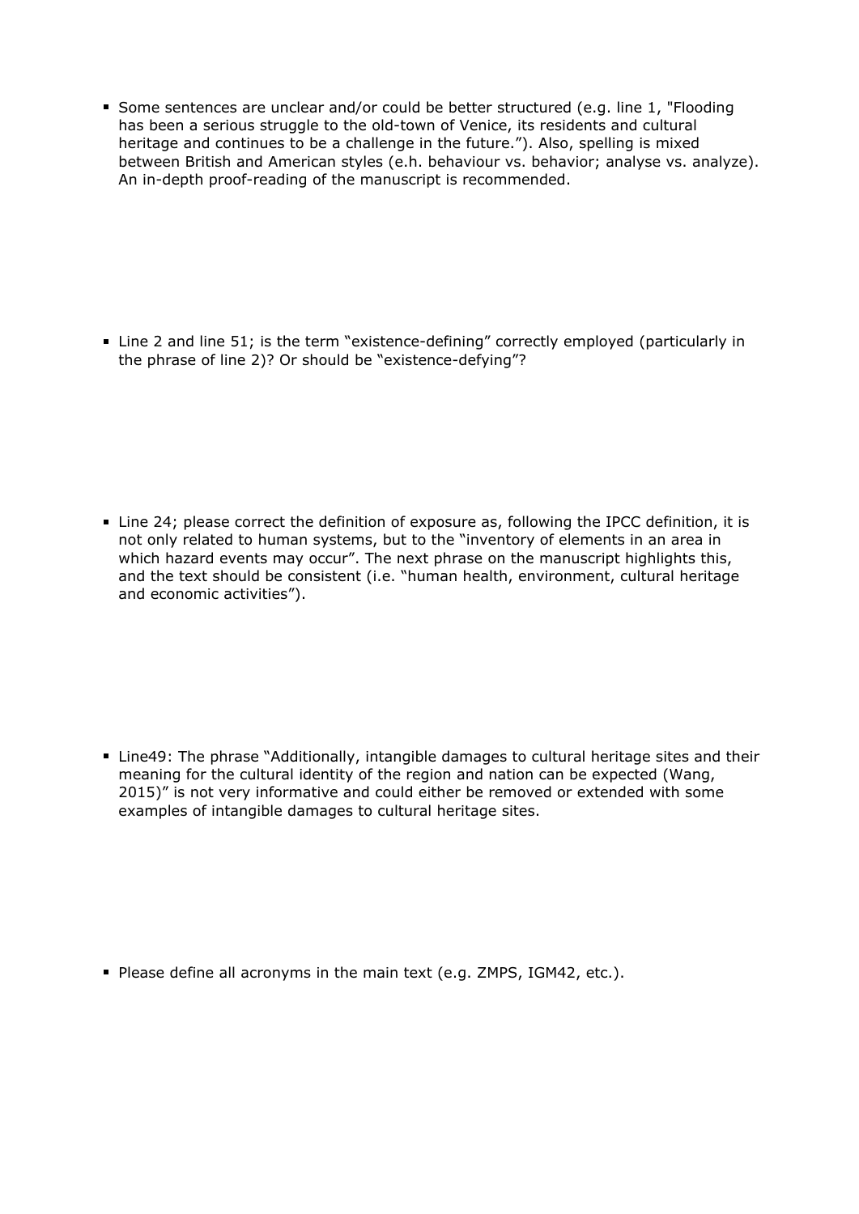- Some sentences are unclear and/or could be better structured (e.g. line 1, "Flooding has been a serious struggle to the old-town of Venice, its residents and cultural heritage and continues to be a challenge in the future."). Also, spelling is mixed between British and American styles (e.h. behaviour vs. behavior; analyse vs. analyze). An in-depth proof-reading of the manuscript is recommended.

- Line 2 and line 51; is the term "existence-defining" correctly employed (particularly in the phrase of line 2)? Or should be "existence-defying"?

- Line 24; please correct the definition of exposure as, following the IPCC definition, it is not only related to human systems, but to the "inventory of elements in an area in which hazard events may occur". The next phrase on the manuscript highlights this, and the text should be consistent (i.e. "human health, environment, cultural heritage and economic activities").

- Line49: The phrase "Additionally, intangible damages to cultural heritage sites and their meaning for the cultural identity of the region and nation can be expected (Wang, 2015)" is not very informative and could either be removed or extended with some examples of intangible damages to cultural heritage sites.

- Please define all acronyms in the main text (e.g. ZMPS, IGM42, etc.).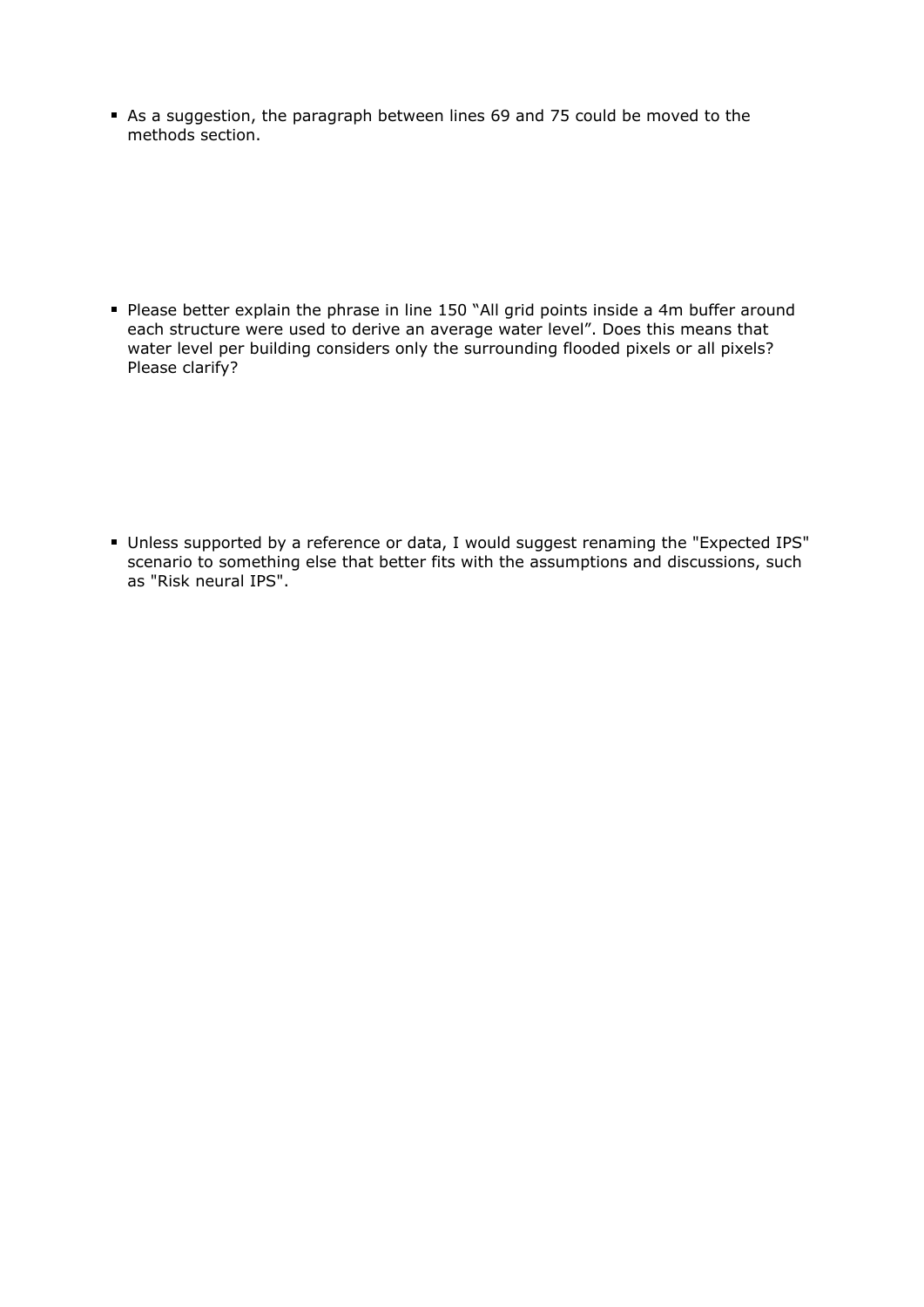- As a suggestion, the paragraph between lines 69 and 75 could be moved to the methods section.

- Please better explain the phrase in line 150 “All grid points inside a 4m buffer around each structure were used to derive an average water level”. Does this means that water level per building considers only the surrounding flooded pixels or all pixels? Please clarify?

- Unless supported by a reference or data, I would suggest renaming the "Expected IPS" scenario to something else that better fits with the assumptions and discussions, such as "Risk neural IPS".